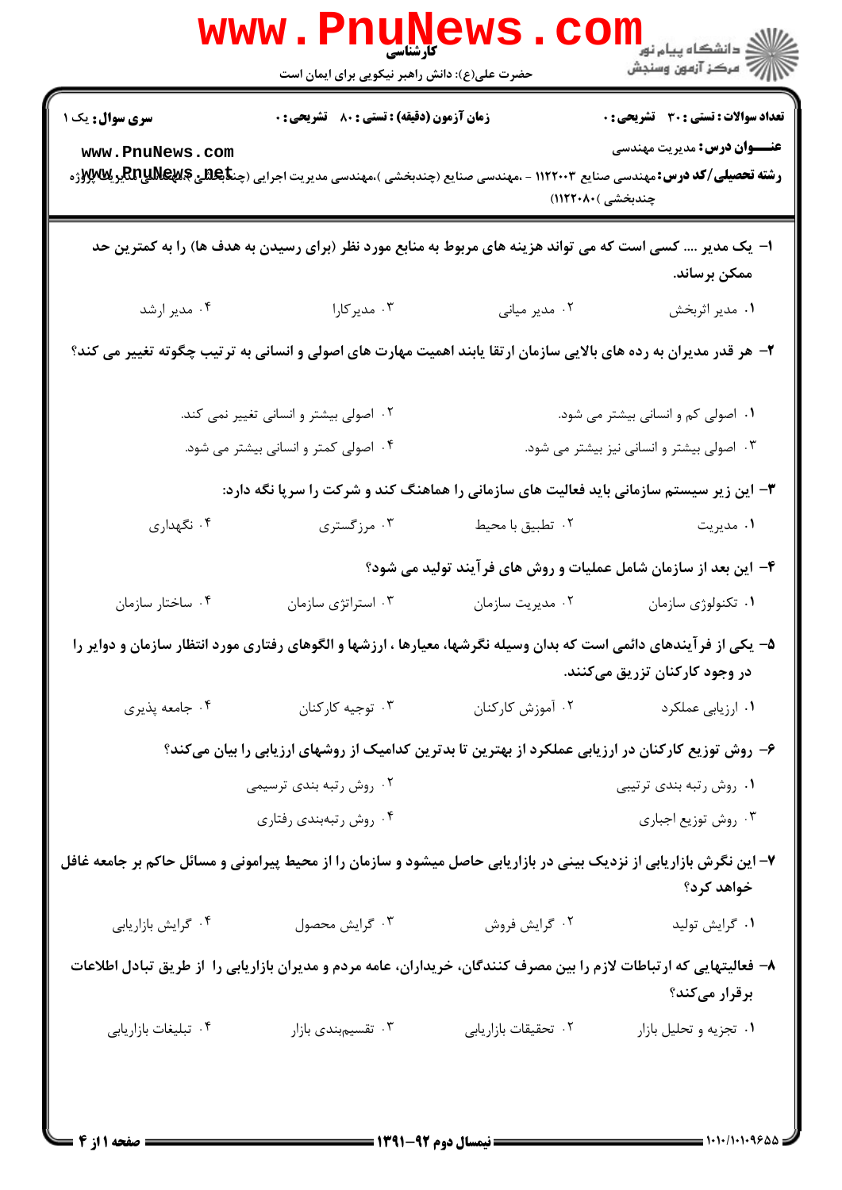کارشناسی

حضرت علی(ع): دانش راهبر نیکویی برای ایمان است

**سری سوال:** یک ۱ | **زمان آزمون (دقیقه) : تستی :** ۸۰ **تشریحی :** ۰ | **تعداد سوالات : تستی :** ۳۰ **تشریحی :** ۰

**عنـــوان درس:** مدیریت مهندسی

**رشته تحصیلی/کد درس:** مهندسی صنایع ۱۱۲۲۰۰۳ - ،مهندسی صنایع (چندبخشی )،مهندسی مدیریت اجرایی (چندبخشی )،مهندسی مدیریت پروژه چندبخشی )۱۱۲۲۰۸۰)

۱- یک مدیر .... کسی است که می تواند هزینه های مربوط به منابع مورد نظر (برای رسیدن به هدف ها) را به کمترین حد ممکن برساند.

۱. مدیر اثربخش
۲. مدیر میانی
۳. مدیرکارا
۴. مدیر ارشد

۲- هر قدر مدیران به رده های بالایی سازمان ارتقا یابند اهمیت مهارت های اصولی و انسانی به ترتیب چگونه تغییر می کند؟

۱. اصولی کم و انسانی بیشتر می شود.
۲. اصولی بیشتر و انسانی تغییر نمی کند.
۳. اصولی بیشتر و انسانی نیز بیشتر می شود.
۴. اصولی کمتر و انسانی بیشتر می شود.

۳- این زیر سیستم سازمانی باید فعالیت های سازمانی را هماهنگ کند و شرکت را سرپا نگه دارد:

۱. مدیریت
۲. تطبیق با محیط
۳. مرزگستری
۴. نگهداری

۴- این بعد از سازمان شامل عملیات و روش های فرآیند تولید می شود؟

۱. تکنولوژی سازمان
۲. مدیریت سازمان
۳. استراتژی سازمان
۴. ساختار سازمان

۵- یکی از فرآیندهای دائمی است که بدان وسیله نگرشها، معیارها ، ارزشها و الگوهای رفتاری مورد انتظار سازمان و دوایر را در وجود کارکنان تزریق می‌کنند.

۱. ارزیابی عملکرد
۲. آموزش کارکنان
۳. توجیه کارکنان
۴. جامعه پذیری

۶- روش توزیع کارکنان در ارزیابی عملکرد از بهترین تا بدترین کدامیک از روشهای ارزیابی را بیان می‌کند؟

۱. روش رتبه بندی ترتیبی
۲. روش رتبه بندی ترسیمی
۳. روش توزیع اجباری
۴. روش رتبه‌بندی رفتاری

۷- این نگرش بازاریابی از نزدیک بینی در بازاریابی حاصل میشود و سازمان را از محیط پیرامونی و مسائل حاکم بر جامعه غافل خواهد کرد؟

۱. گرایش تولید
۲. گرایش فروش
۳. گرایش محصول
۴. گرایش بازاریابی

۸- فعالیتهایی که ارتباطات لازم را بین مصرف کنندگان، خریداران، عامه مردم و مدیران بازاریابی را از طریق تبادل اطلاعات برقرار می‌کند؟

۱. تجزیه و تحلیل بازار
۲. تحقیقات بازاریابی
۳. تقسیم‌بندی بازار
۴. تبلیغات بازاریابی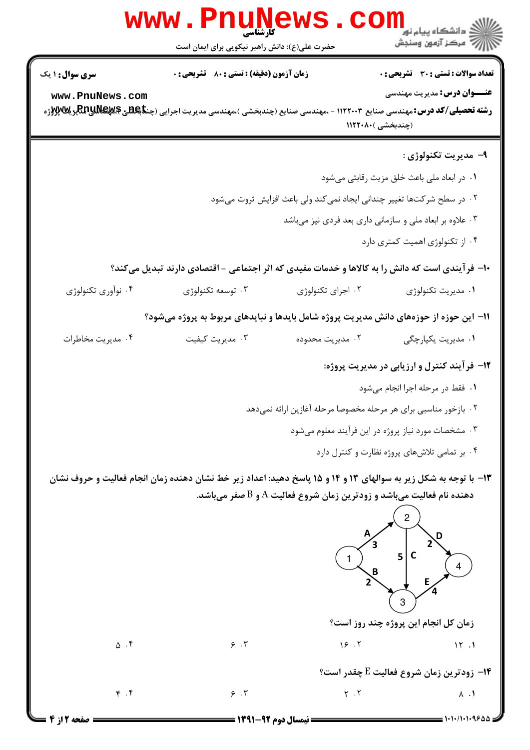**سری سوال:** ۱ یک　　**زمان آزمون (دقیقه) : تستی :** ۸۰ **تشریحی :** ۰　　**تعداد سوالات : تستی :** ۳۰ **تشریحی :** ۰

**عنـــوان درس:** مدیریت مهندسی

**رشته تحصیلی/کد درس:** مهندسی صنایع ۱۱۲۲۰۰۳ - ،مهندسی صنایع (چندبخشی )،مهندسی مدیریت اجرایی (چندبخشی )،مهندسی مدیریت پروژه (چندبخشی )۱۱۲۲۰۸۰

**۹- مدیریت تکنولوژی :**

۱. در ابعاد ملی باعث خلق مزیت رقابتی می‌شود

۲. در سطح شرکت‌ها تغییر چندانی ایجاد نمی‌کند ولی باعث افزایش ثروت می‌شود

۳. علاوه بر ابعاد ملی و سازمانی داری بعد فردی نیز می‌باشد

۴. از تکنولوژی اهمیت کمتری دارد

**۱۰- فرآیندی است که دانش را به کالاها و خدمات مفیدی که اثر اجتماعی - اقتصادی دارند تبدیل می‌کند؟**

۱. مدیریت تکنولوژی　　۲. اجرای تکنولوژی　　۳. توسعه تکنولوژی　　۴. نوآوری تکنولوژی

**۱۱- این حوزه از حوزه‌های دانش مدیریت پروژه شامل بایدها و نبایدهای مربوط به پروژه می‌شود؟**

۱. مدیریت یکپارچگی　　۲. مدیریت محدوده　　۳. مدیریت کیفیت　　۴. مدیریت مخاطرات

**۱۲- فرآیند کنترل و ارزیابی در مدیریت پروژه:**

۱. فقط در مرحله اجرا انجام می‌شود

۲. بازخور مناسبی برای هر مرحله مخصوصا مرحله آغازین ارائه نمی‌دهد

۳. مشخصات مورد نیاز پروژه در این فرآیند معلوم می‌شود

۴. بر تمامی تلاش‌های پروژه نظارت و کنترل دارد

**۱۳- با توجه به شکل زیر به سوالهای ۱۳ و ۱۴ و ۱۵ پاسخ دهید: اعداد زیر خط نشان دهنده زمان انجام فعالیت و حروف نشان دهنده نام فعالیت می‌باشد و زودترین زمان شروع فعالیت A و B صفر می‌باشد.**

(شبکه: فعالیت A از گره ۱ به ۲ با زمان ۳؛ فعالیت B از گره ۱ به ۳ با زمان ۲؛ فعالیت C از گره ۲ به ۳ با زمان ۵؛ فعالیت D از گره ۲ به ۴ با زمان ۲؛ فعالیت E از گره ۳ به ۴ با زمان ۴)

زمان کل انجام این پروژه چند روز است؟

۱. ۱۲　　۲. ۱۶　　۳. ۶　　۴. ۵

**۱۴- زودترین زمان شروع فعالیت E چقدر است؟**

۱. ۸　　۲. ۲　　۳. ۶　　۴. ۴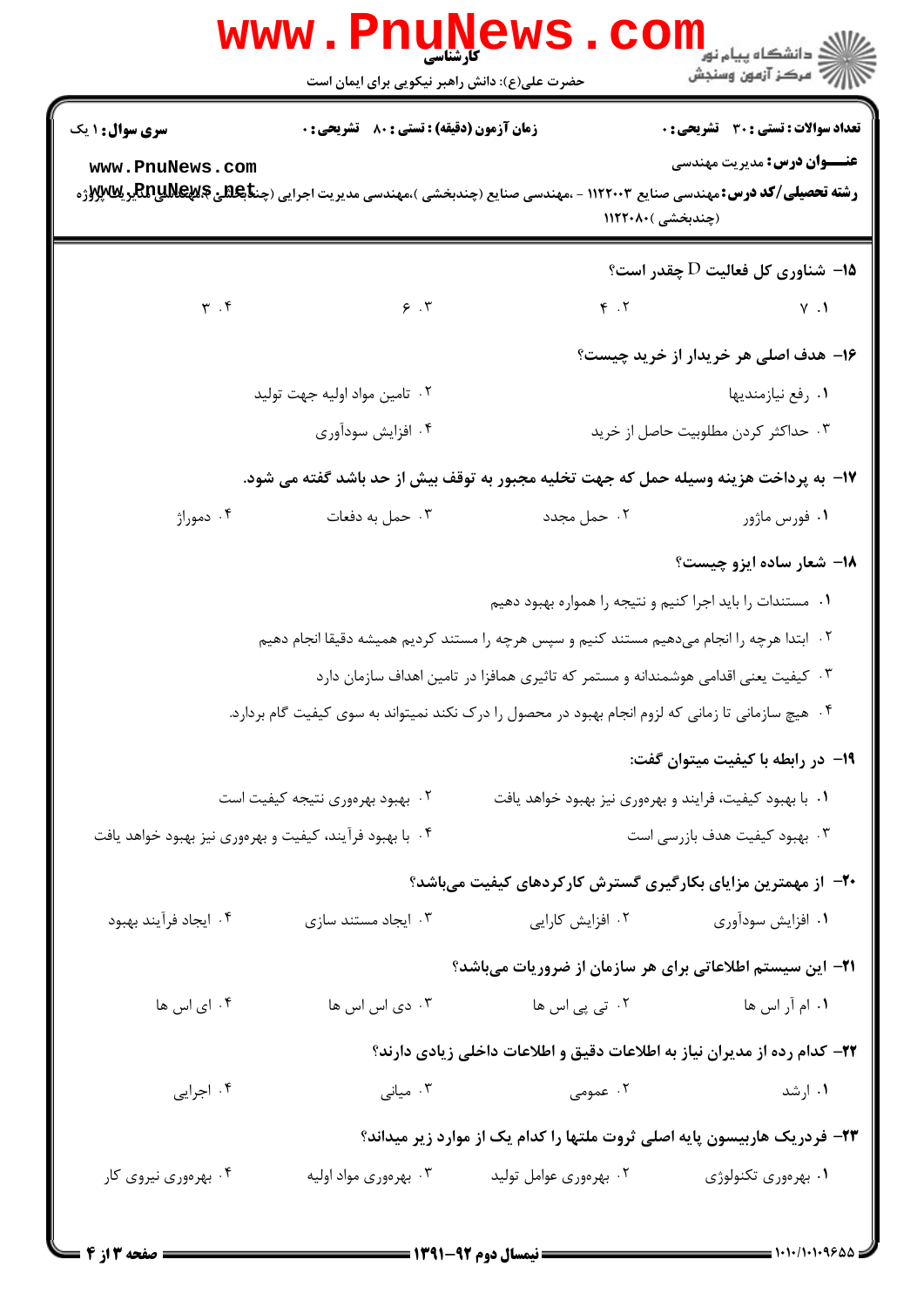**تعداد سوالات : تستی : ۳۰ تشریحی : ۰** | **زمان آزمون (دقیقه) : تستی : ۸۰ تشریحی : ۰** | **سری سوال : ۱ یک**

**عنـــوان درس:** مدیریت مهندسی

**رشته تحصیلی/کد درس:** مهندسی صنایع ۱۱۲۲۰۰۳ - ،مهندسی صنایع (چندبخشی )،مهندسی مدیریت اجرایی (چندبخشی )،مهندسی مدیریت پروژه (چندبخشی )۱۱۲۲۰۸۰

۱۵- شناوری کل فعالیت $D$ چقدر است؟

۱. ۷ ۲. ۴ ۳. ۶ ۴. ۳

۱۶- هدف اصلی هر خریدار از خرید چیست؟

۱. رفع نیازمندیها
۲. تامین مواد اولیه جهت تولید
۳. حداکثر کردن مطلوبیت حاصل از خرید
۴. افزایش سودآوری

۱۷- به پرداخت هزینه وسیله حمل که جهت تخلیه مجبور به توقف بیش از حد باشد گفته می شود.

۱. فورس ماژور ۲. حمل مجدد ۳. حمل به دفعات ۴. دموراژ

۱۸- شعار ساده ایزو چیست؟

۱. مستندات را باید اجرا کنیم و نتیجه را همواره بهبود دهیم
۲. ابتدا هرچه را انجام می‌دهیم مستند کنیم و سپس هرچه را مستند کردیم همیشه دقیقا انجام دهیم
۳. کیفیت یعنی اقدامی هوشمندانه و مستمر که تاثیری همافزا در تامین اهداف سازمان دارد
۴. هیچ سازمانی تا زمانی که لزوم انجام بهبود در محصول را درک نکند نمیتواند به سوی کیفیت گام بردارد.

۱۹- در رابطه با کیفیت میتوان گفت:

۱. با بهبود کیفیت، فرایند و بهره‌وری نیز بهبود خواهد یافت
۲. بهبود بهره‌وری نتیجه کیفیت است
۳. بهبود کیفیت هدف بازرسی است
۴. با بهبود فرآیند، کیفیت و بهره‌وری نیز بهبود خواهد یافت

۲۰- از مهمترین مزایای بکارگیری گسترش کارکردهای کیفیت می‌باشد؟

۱. افزایش سودآوری ۲. افزایش کارایی ۳. ایجاد مستند سازی ۴. ایجاد فرآیند بهبود

۲۱- این سیستم اطلاعاتی برای هر سازمان از ضروریات می‌باشد؟

۱. ام آر اس ها ۲. تی پی اس ها ۳. دی اس اس ها ۴. ای اس ها

۲۲- کدام رده از مدیران نیاز به اطلاعات دقیق و اطلاعات داخلی زیادی دارند؟

۱. ارشد ۲. عمومی ۳. میانی ۴. اجرایی

۲۳- فردریک هاربیسون پایه اصلی ثروت ملتها را کدام یک از موارد زیر میداند؟

۱. بهره‌وری تکنولوژی ۲. بهره‌وری عوامل تولید ۳. بهره‌وری مواد اولیه ۴. بهره‌وری نیروی کار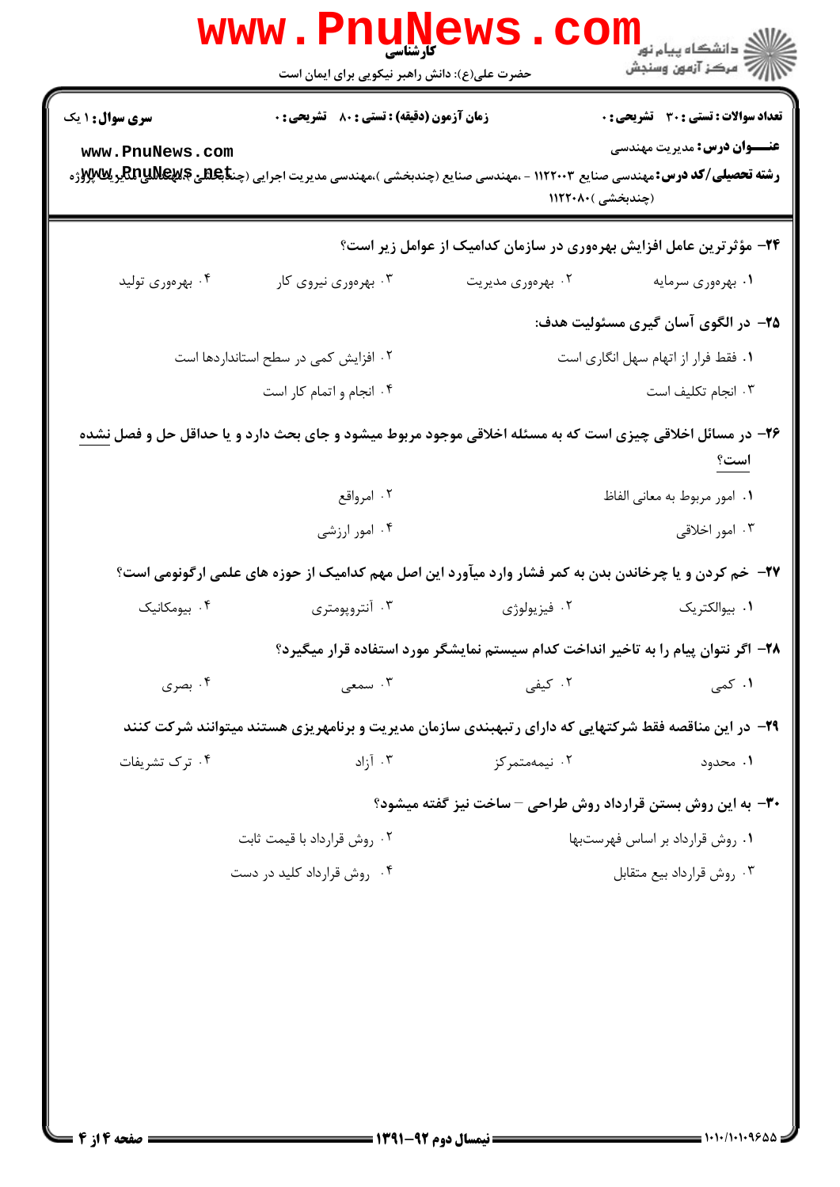۲۴- مؤثرترین عامل افزایش بهره‌وری در سازمان کدامیک از عوامل زیر است؟

۱. بهره‌وری سرمایه
۲. بهره‌وری مدیریت
۳. بهره‌وری نیروی کار
۴. بهره‌وری تولید

۲۵- در الگوی آسان گیری مسئولیت هدف:

۱. فقط فرار از اتهام سهل انگاری است
۲. افزایش کمی در سطح استانداردها است
۳. انجام تکلیف است
۴. انجام و اتمام کار است

۲۶- در مسائل اخلاقی چیزی است که به مسئله اخلاقی موجود مربوط میشود و جای بحث دارد و یا حداقل حل و فصل نشده است؟

۱. امور مربوط به معانی الفاظ
۲. امرواقع
۳. امور اخلاقی
۴. امور ارزشی

۲۷- خم کردن و یا چرخاندن بدن به کمر فشار وارد میآورد این اصل مهم کدامیک از حوزه های علمی ارگونومی است؟

۱. بیوالکتریک
۲. فیزیولوژی
۳. آنتروپومتری
۴. بیومکانیک

۲۸- اگر نتوان پیام را به تاخیر انداخت کدام سیستم نمایشگر مورد استفاده قرار میگیرد؟

۱. کمی
۲. کیفی
۳. سمعی
۴. بصری

۲۹- در این مناقصه فقط شرکتهایی که دارای رتبهبندی سازمان مدیریت و برنامهریزی هستند میتوانند شرکت کنند

۱. محدود
۲. نیمهمتمرکز
۳. آزاد
۴. ترک تشریفات

۳۰- به این روش بستن قرارداد روش طراحی – ساخت نیز گفته میشود؟

۱. روش قرارداد بر اساس فهرستبها
۲. روش قرارداد با قیمت ثابت
۳. روش قرارداد بیع متقابل
۴. روش قرارداد کلید در دست